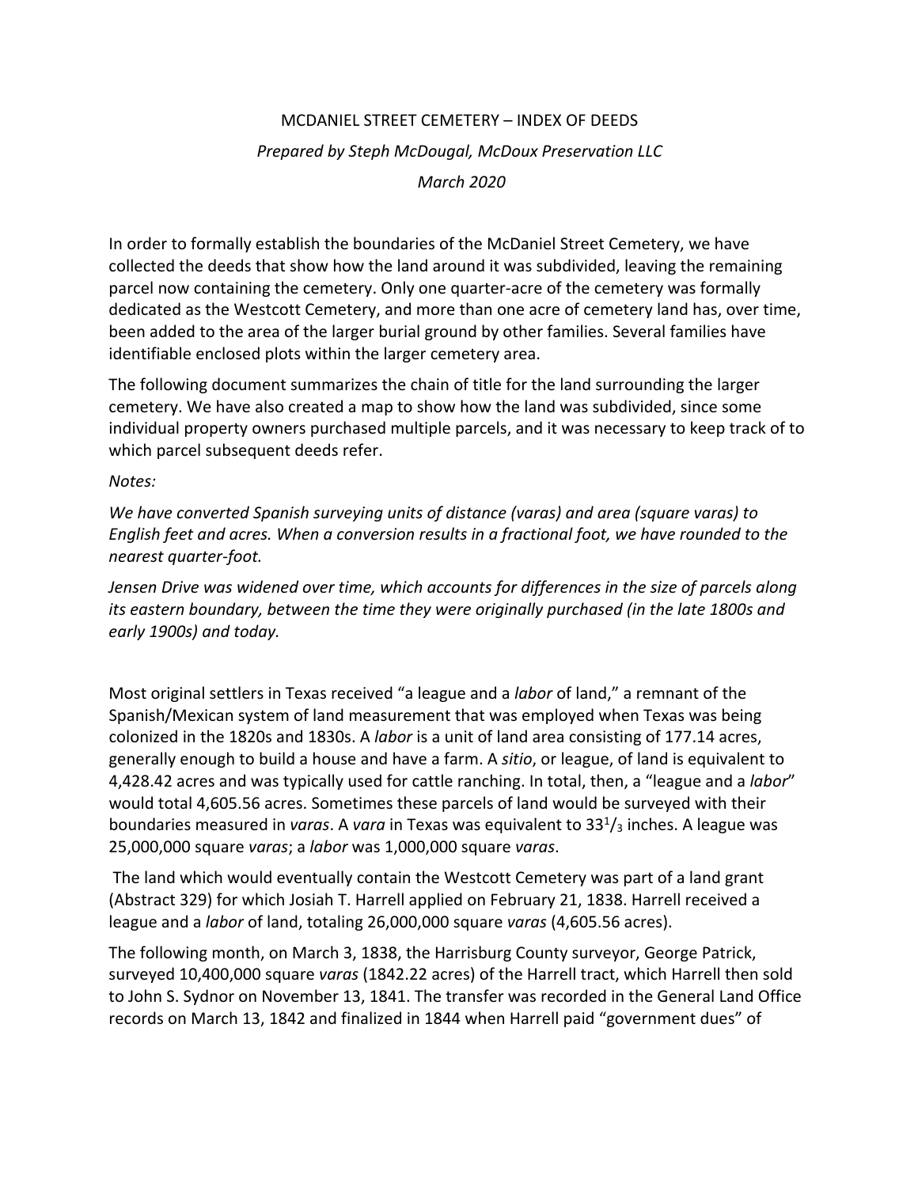# MCDANIEL STREET CEMETERY – INDEX OF DEEDS

*Prepared by Steph McDougal, McDoux Preservation LLC*

*March 2020*

In order to formally establish the boundaries of the McDaniel Street Cemetery, we have collected the deeds that show how the land around it was subdivided, leaving the remaining parcel now containing the cemetery. Only one quarter-acre of the cemetery was formally dedicated as the Westcott Cemetery, and more than one acre of cemetery land has, over time, been added to the area of the larger burial ground by other families. Several families have identifiable enclosed plots within the larger cemetery area.

The following document summarizes the chain of title for the land surrounding the larger cemetery. We have also created a map to show how the land was subdivided, since some individual property owners purchased multiple parcels, and it was necessary to keep track of to which parcel subsequent deeds refer.

*Notes:*

*We have converted Spanish surveying units of distance (varas) and area (square varas) to English feet and acres. When a conversion results in a fractional foot, we have rounded to the nearest quarter-foot.*

*Jensen Drive was widened over time, which accounts for differences in the size of parcels along its eastern boundary, between the time they were originally purchased (in the late 1800s and early 1900s) and today.*

Most original settlers in Texas received "a league and a *labor* of land," a remnant of the Spanish/Mexican system of land measurement that was employed when Texas was being colonized in the 1820s and 1830s. A *labor* is a unit of land area consisting of 177.14 acres, generally enough to build a house and have a farm. A *sitio*, or league, of land is equivalent to 4,428.42 acres and was typically used for cattle ranching. In total, then, a "league and a *labor*" would total 4,605.56 acres. Sometimes these parcels of land would be surveyed with their boundaries measured in *varas*. A *vara* in Texas was equivalent to $33^1/_3$ inches. A league was 25,000,000 square *varas*; a *labor* was 1,000,000 square *varas*.

The land which would eventually contain the Westcott Cemetery was part of a land grant (Abstract 329) for which Josiah T. Harrell applied on February 21, 1838. Harrell received a league and a *labor* of land, totaling 26,000,000 square *varas* (4,605.56 acres).

The following month, on March 3, 1838, the Harrisburg County surveyor, George Patrick, surveyed 10,400,000 square *varas* (1842.22 acres) of the Harrell tract, which Harrell then sold to John S. Sydnor on November 13, 1841. The transfer was recorded in the General Land Office records on March 13, 1842 and finalized in 1844 when Harrell paid "government dues" of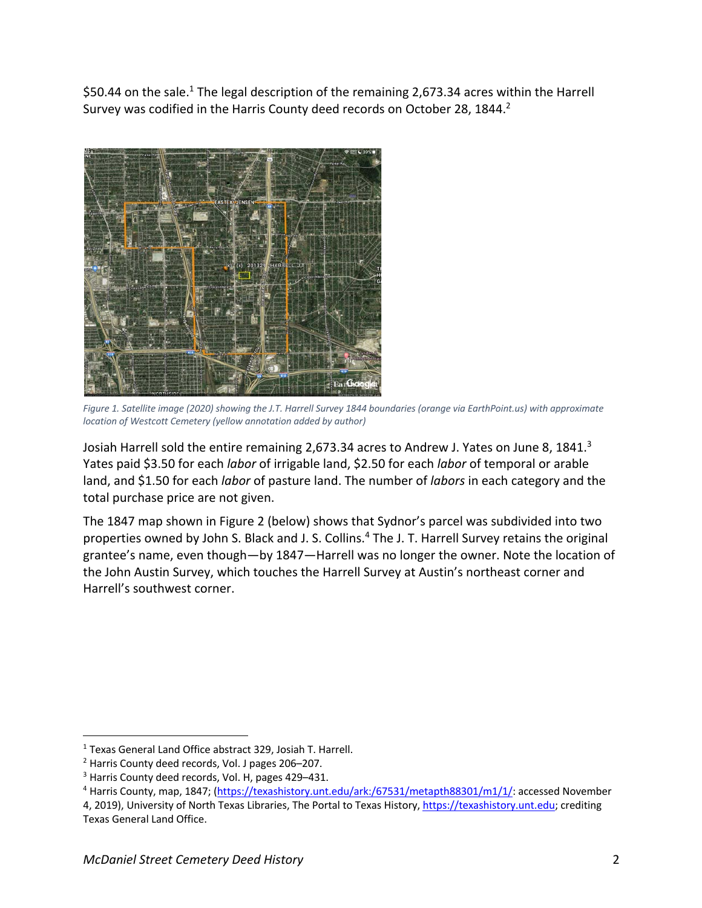$50.44 on the sale.[1] The legal description of the remaining 2,673.34 acres within the Harrell Survey was codified in the Harris County deed records on October 28, 1844.[2]

*Figure 1. Satellite image (2020) showing the J.T. Harrell Survey 1844 boundaries (orange via EarthPoint.us) with approximate location of Westcott Cemetery (yellow annotation added by author)*

Josiah Harrell sold the entire remaining 2,673.34 acres to Andrew J. Yates on June 8, 1841.[3] Yates paid $3.50 for each *labor* of irrigable land, $2.50 for each *labor* of temporal or arable land, and $1.50 for each *labor* of pasture land. The number of *labors* in each category and the total purchase price are not given.

The 1847 map shown in Figure 2 (below) shows that Sydnor's parcel was subdivided into two properties owned by John S. Black and J. S. Collins.[4] The J. T. Harrell Survey retains the original grantee's name, even though—by 1847—Harrell was no longer the owner. Note the location of the John Austin Survey, which touches the Harrell Survey at Austin's northeast corner and Harrell's southwest corner.

---

[1] Texas General Land Office abstract 329, Josiah T. Harrell.

[2] Harris County deed records, Vol. J pages 206–207.

[3] Harris County deed records, Vol. H, pages 429–431.

[4] Harris County, map, 1847; (https://texashistory.unt.edu/ark:/67531/metapth88301/m1/1/: accessed November 4, 2019), University of North Texas Libraries, The Portal to Texas History, https://texashistory.unt.edu; crediting Texas General Land Office.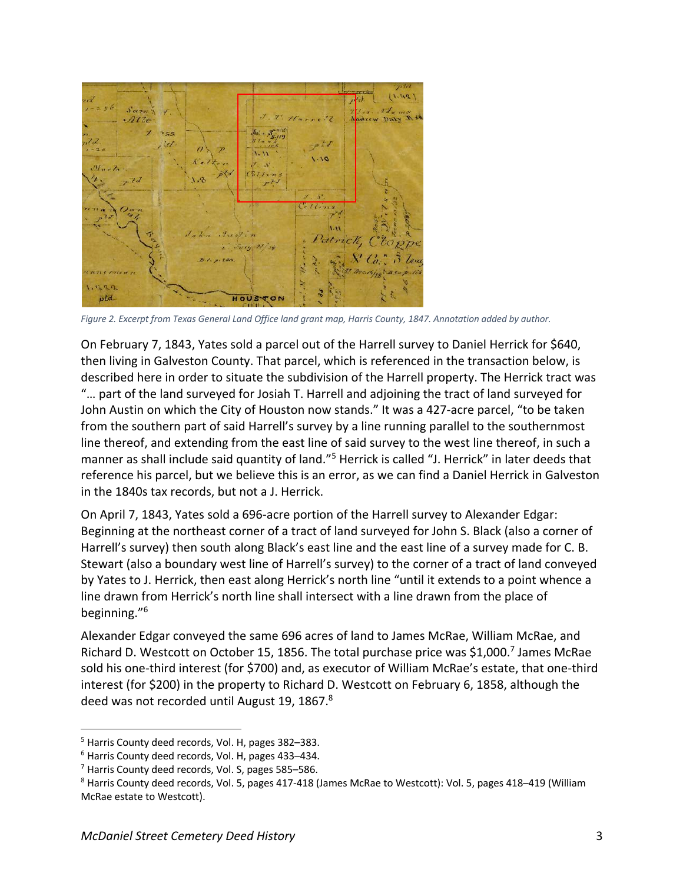*Figure 2. Excerpt from Texas General Land Office land grant map, Harris County, 1847. Annotation added by author.*

On February 7, 1843, Yates sold a parcel out of the Harrell survey to Daniel Herrick for $640, then living in Galveston County. That parcel, which is referenced in the transaction below, is described here in order to situate the subdivision of the Harrell property. The Herrick tract was "… part of the land surveyed for Josiah T. Harrell and adjoining the tract of land surveyed for John Austin on which the City of Houston now stands." It was a 427-acre parcel, "to be taken from the southern part of said Harrell's survey by a line running parallel to the southernmost line thereof, and extending from the east line of said survey to the west line thereof, in such a manner as shall include said quantity of land."[5] Herrick is called "J. Herrick" in later deeds that reference his parcel, but we believe this is an error, as we can find a Daniel Herrick in Galveston in the 1840s tax records, but not a J. Herrick.

On April 7, 1843, Yates sold a 696-acre portion of the Harrell survey to Alexander Edgar: Beginning at the northeast corner of a tract of land surveyed for John S. Black (also a corner of Harrell's survey) then south along Black's east line and the east line of a survey made for C. B. Stewart (also a boundary west line of Harrell's survey) to the corner of a tract of land conveyed by Yates to J. Herrick, then east along Herrick's north line "until it extends to a point whence a line drawn from Herrick's north line shall intersect with a line drawn from the place of beginning."[6]

Alexander Edgar conveyed the same 696 acres of land to James McRae, William McRae, and Richard D. Westcott on October 15, 1856. The total purchase price was $1,000.[7] James McRae sold his one-third interest (for $700) and, as executor of William McRae's estate, that one-third interest (for $200) in the property to Richard D. Westcott on February 6, 1858, although the deed was not recorded until August 19, 1867.[8]

---

[5] Harris County deed records, Vol. H, pages 382–383.

[6] Harris County deed records, Vol. H, pages 433–434.

[7] Harris County deed records, Vol. S, pages 585–586.

[8] Harris County deed records, Vol. 5, pages 417-418 (James McRae to Westcott): Vol. 5, pages 418–419 (William McRae estate to Westcott).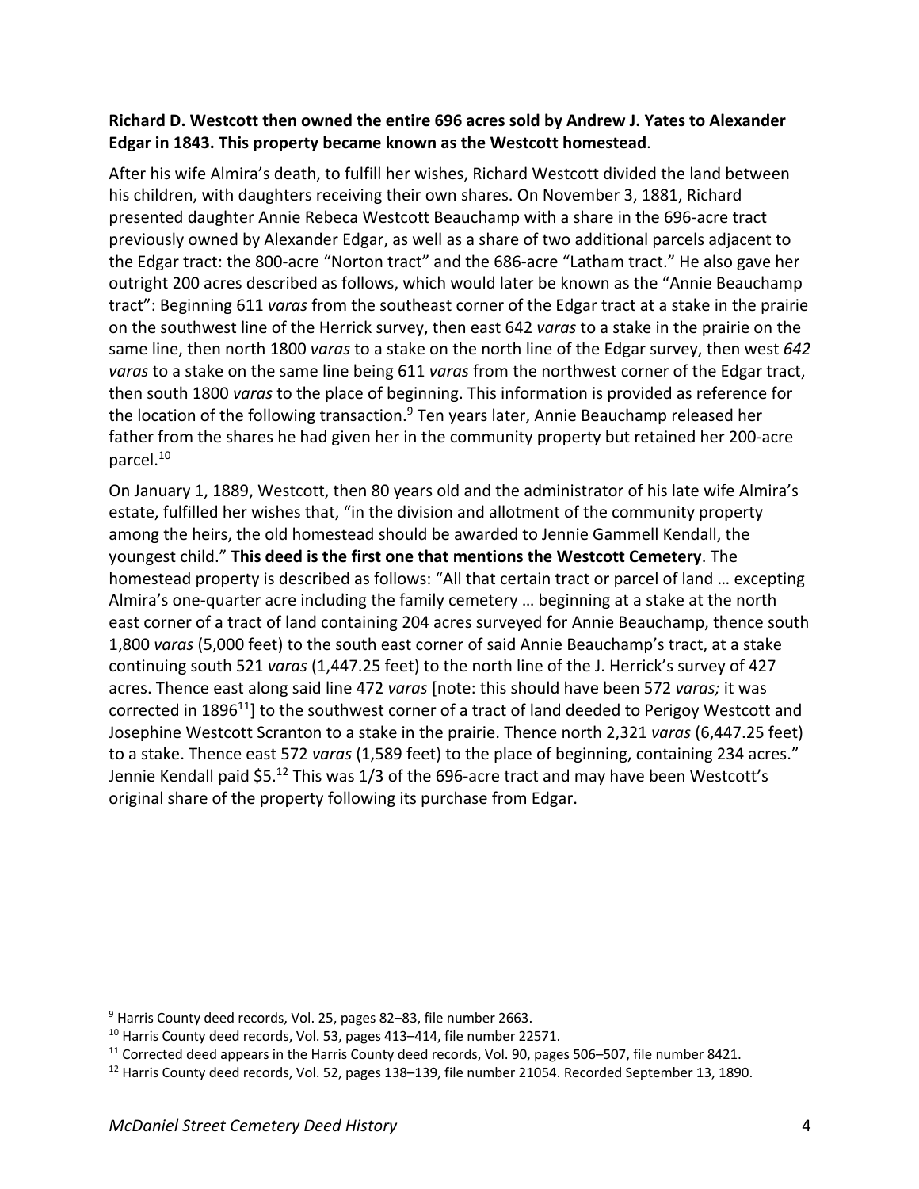**Richard D. Westcott then owned the entire 696 acres sold by Andrew J. Yates to Alexander Edgar in 1843. This property became known as the Westcott homestead**.

After his wife Almira's death, to fulfill her wishes, Richard Westcott divided the land between his children, with daughters receiving their own shares. On November 3, 1881, Richard presented daughter Annie Rebeca Westcott Beauchamp with a share in the 696-acre tract previously owned by Alexander Edgar, as well as a share of two additional parcels adjacent to the Edgar tract: the 800-acre "Norton tract" and the 686-acre "Latham tract." He also gave her outright 200 acres described as follows, which would later be known as the "Annie Beauchamp tract": Beginning 611 *varas* from the southeast corner of the Edgar tract at a stake in the prairie on the southwest line of the Herrick survey, then east 642 *varas* to a stake in the prairie on the same line, then north 1800 *varas* to a stake on the north line of the Edgar survey, then west *642 varas* to a stake on the same line being 611 *varas* from the northwest corner of the Edgar tract, then south 1800 *varas* to the place of beginning. This information is provided as reference for the location of the following transaction.[9] Ten years later, Annie Beauchamp released her father from the shares he had given her in the community property but retained her 200-acre parcel.[10]

On January 1, 1889, Westcott, then 80 years old and the administrator of his late wife Almira's estate, fulfilled her wishes that, "in the division and allotment of the community property among the heirs, the old homestead should be awarded to Jennie Gammell Kendall, the youngest child." **This deed is the first one that mentions the Westcott Cemetery**. The homestead property is described as follows: "All that certain tract or parcel of land … excepting Almira's one-quarter acre including the family cemetery … beginning at a stake at the north east corner of a tract of land containing 204 acres surveyed for Annie Beauchamp, thence south 1,800 *varas* (5,000 feet) to the south east corner of said Annie Beauchamp's tract, at a stake continuing south 521 *varas* (1,447.25 feet) to the north line of the J. Herrick's survey of 427 acres. Thence east along said line 472 *varas* [note: this should have been 572 *varas;* it was corrected in 1896[11]] to the southwest corner of a tract of land deeded to Perigoy Westcott and Josephine Westcott Scranton to a stake in the prairie. Thence north 2,321 *varas* (6,447.25 feet) to a stake. Thence east 572 *varas* (1,589 feet) to the place of beginning, containing 234 acres." Jennie Kendall paid $5.[12] This was 1/3 of the 696-acre tract and may have been Westcott's original share of the property following its purchase from Edgar.

---

[9] Harris County deed records, Vol. 25, pages 82–83, file number 2663.

[10] Harris County deed records, Vol. 53, pages 413–414, file number 22571.

[11] Corrected deed appears in the Harris County deed records, Vol. 90, pages 506–507, file number 8421.

[12] Harris County deed records, Vol. 52, pages 138–139, file number 21054. Recorded September 13, 1890.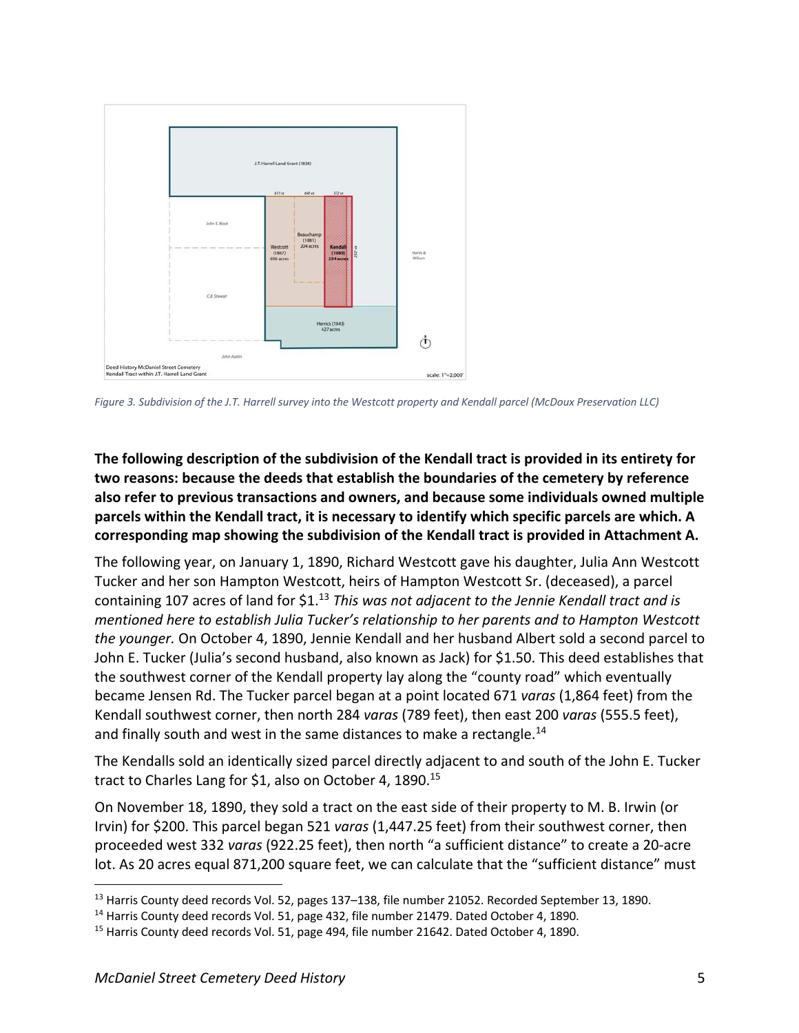*Figure 3. Subdivision of the J.T. Harrell survey into the Westcott property and Kendall parcel (McDoux Preservation LLC)*

**The following description of the subdivision of the Kendall tract is provided in its entirety for two reasons: because the deeds that establish the boundaries of the cemetery by reference also refer to previous transactions and owners, and because some individuals owned multiple parcels within the Kendall tract, it is necessary to identify which specific parcels are which. A corresponding map showing the subdivision of the Kendall tract is provided in Attachment A.**

The following year, on January 1, 1890, Richard Westcott gave his daughter, Julia Ann Westcott Tucker and her son Hampton Westcott, heirs of Hampton Westcott Sr. (deceased), a parcel containing 107 acres of land for $1.[13] *This was not adjacent to the Jennie Kendall tract and is mentioned here to establish Julia Tucker's relationship to her parents and to Hampton Westcott the younger.* On October 4, 1890, Jennie Kendall and her husband Albert sold a second parcel to John E. Tucker (Julia's second husband, also known as Jack) for $1.50. This deed establishes that the southwest corner of the Kendall property lay along the "county road" which eventually became Jensen Rd. The Tucker parcel began at a point located 671 *varas* (1,864 feet) from the Kendall southwest corner, then north 284 *varas* (789 feet), then east 200 *varas* (555.5 feet), and finally south and west in the same distances to make a rectangle.[14]

The Kendalls sold an identically sized parcel directly adjacent to and south of the John E. Tucker tract to Charles Lang for $1, also on October 4, 1890.[15]

On November 18, 1890, they sold a tract on the east side of their property to M. B. Irwin (or Irvin) for $200. This parcel began 521 *varas* (1,447.25 feet) from their southwest corner, then proceeded west 332 *varas* (922.25 feet), then north "a sufficient distance" to create a 20-acre lot. As 20 acres equal 871,200 square feet, we can calculate that the "sufficient distance" must

---

[13] Harris County deed records Vol. 52, pages 137–138, file number 21052. Recorded September 13, 1890.

[14] Harris County deed records Vol. 51, page 432, file number 21479. Dated October 4, 1890.

[15] Harris County deed records Vol. 51, page 494, file number 21642. Dated October 4, 1890.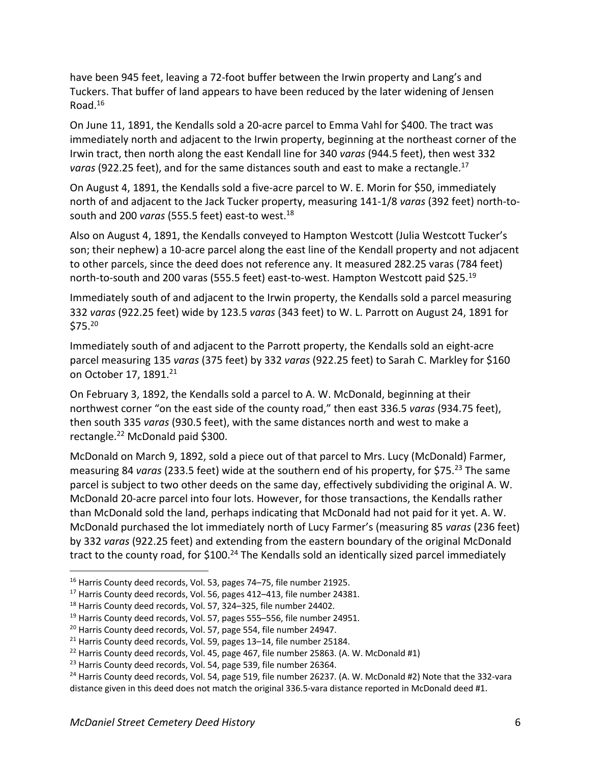have been 945 feet, leaving a 72-foot buffer between the Irwin property and Lang's and Tuckers. That buffer of land appears to have been reduced by the later widening of Jensen Road.[16]

On June 11, 1891, the Kendalls sold a 20-acre parcel to Emma Vahl for $400. The tract was immediately north and adjacent to the Irwin property, beginning at the northeast corner of the Irwin tract, then north along the east Kendall line for 340 *varas* (944.5 feet), then west 332 *varas* (922.25 feet), and for the same distances south and east to make a rectangle.[17]

On August 4, 1891, the Kendalls sold a five-acre parcel to W. E. Morin for $50, immediately north of and adjacent to the Jack Tucker property, measuring 141-1/8 *varas* (392 feet) north-to-south and 200 *varas* (555.5 feet) east-to west.[18]

Also on August 4, 1891, the Kendalls conveyed to Hampton Westcott (Julia Westcott Tucker's son; their nephew) a 10-acre parcel along the east line of the Kendall property and not adjacent to other parcels, since the deed does not reference any. It measured 282.25 varas (784 feet) north-to-south and 200 varas (555.5 feet) east-to-west. Hampton Westcott paid $25.[19]

Immediately south of and adjacent to the Irwin property, the Kendalls sold a parcel measuring 332 *varas* (922.25 feet) wide by 123.5 *varas* (343 feet) to W. L. Parrott on August 24, 1891 for $75.[20]

Immediately south of and adjacent to the Parrott property, the Kendalls sold an eight-acre parcel measuring 135 *varas* (375 feet) by 332 *varas* (922.25 feet) to Sarah C. Markley for $160 on October 17, 1891.[21]

On February 3, 1892, the Kendalls sold a parcel to A. W. McDonald, beginning at their northwest corner "on the east side of the county road," then east 336.5 *varas* (934.75 feet), then south 335 *varas* (930.5 feet), with the same distances north and west to make a rectangle.[22] McDonald paid $300.

McDonald on March 9, 1892, sold a piece out of that parcel to Mrs. Lucy (McDonald) Farmer, measuring 84 *varas* (233.5 feet) wide at the southern end of his property, for $75.[23] The same parcel is subject to two other deeds on the same day, effectively subdividing the original A. W. McDonald 20-acre parcel into four lots. However, for those transactions, the Kendalls rather than McDonald sold the land, perhaps indicating that McDonald had not paid for it yet. A. W. McDonald purchased the lot immediately north of Lucy Farmer's (measuring 85 *varas* (236 feet) by 332 *varas* (922.25 feet) and extending from the eastern boundary of the original McDonald tract to the county road, for $100.[24] The Kendalls sold an identically sized parcel immediately

---

[16] Harris County deed records, Vol. 53, pages 74–75, file number 21925.

[17] Harris County deed records, Vol. 56, pages 412–413, file number 24381.

[18] Harris County deed records, Vol. 57, 324–325, file number 24402.

[19] Harris County deed records, Vol. 57, pages 555–556, file number 24951.

[20] Harris County deed records, Vol. 57, page 554, file number 24947.

[21] Harris County deed records, Vol. 59, pages 13–14, file number 25184.

[22] Harris County deed records, Vol. 45, page 467, file number 25863. (A. W. McDonald #1)

[23] Harris County deed records, Vol. 54, page 539, file number 26364.

[24] Harris County deed records, Vol. 54, page 519, file number 26237. (A. W. McDonald #2) Note that the 332-vara distance given in this deed does not match the original 336.5-vara distance reported in McDonald deed #1.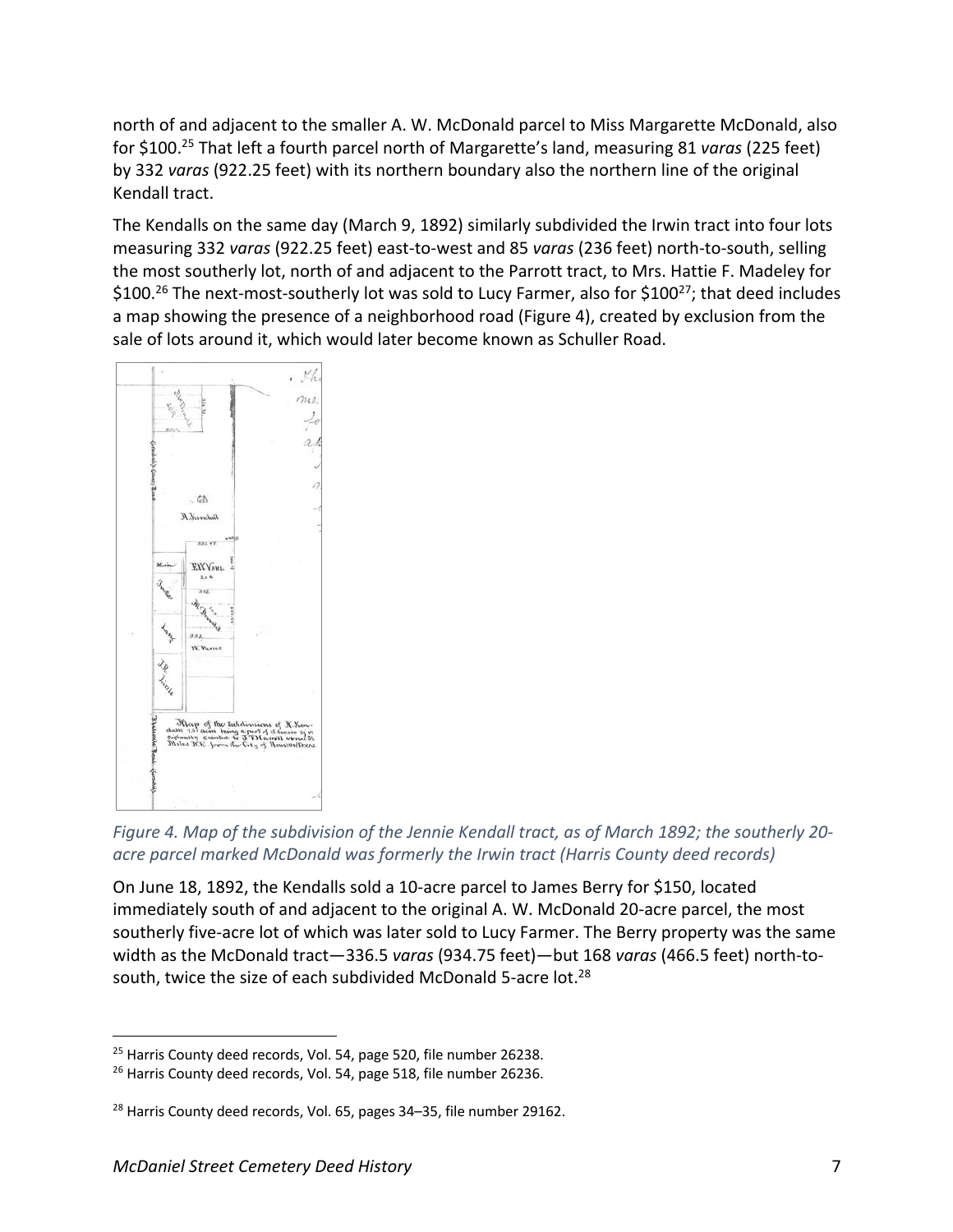north of and adjacent to the smaller A. W. McDonald parcel to Miss Margarette McDonald, also for $100.[25] That left a fourth parcel north of Margarette's land, measuring 81 *varas* (225 feet) by 332 *varas* (922.25 feet) with its northern boundary also the northern line of the original Kendall tract.

The Kendalls on the same day (March 9, 1892) similarly subdivided the Irwin tract into four lots measuring 332 *varas* (922.25 feet) east-to-west and 85 *varas* (236 feet) north-to-south, selling the most southerly lot, north of and adjacent to the Parrott tract, to Mrs. Hattie F. Madeley for $100.[26] The next-most-southerly lot was sold to Lucy Farmer, also for $100[27]; that deed includes a map showing the presence of a neighborhood road (Figure 4), created by exclusion from the sale of lots around it, which would later become known as Schuller Road.

*Figure 4. Map of the subdivision of the Jennie Kendall tract, as of March 1892; the southerly 20-acre parcel marked McDonald was formerly the Irwin tract (Harris County deed records)*

On June 18, 1892, the Kendalls sold a 10-acre parcel to James Berry for $150, located immediately south of and adjacent to the original A. W. McDonald 20-acre parcel, the most southerly five-acre lot of which was later sold to Lucy Farmer. The Berry property was the same width as the McDonald tract—336.5 *varas* (934.75 feet)—but 168 *varas* (466.5 feet) north-to-south, twice the size of each subdivided McDonald 5-acre lot.[28]

---

[25] Harris County deed records, Vol. 54, page 520, file number 26238.

[26] Harris County deed records, Vol. 54, page 518, file number 26236.

[28] Harris County deed records, Vol. 65, pages 34–35, file number 29162.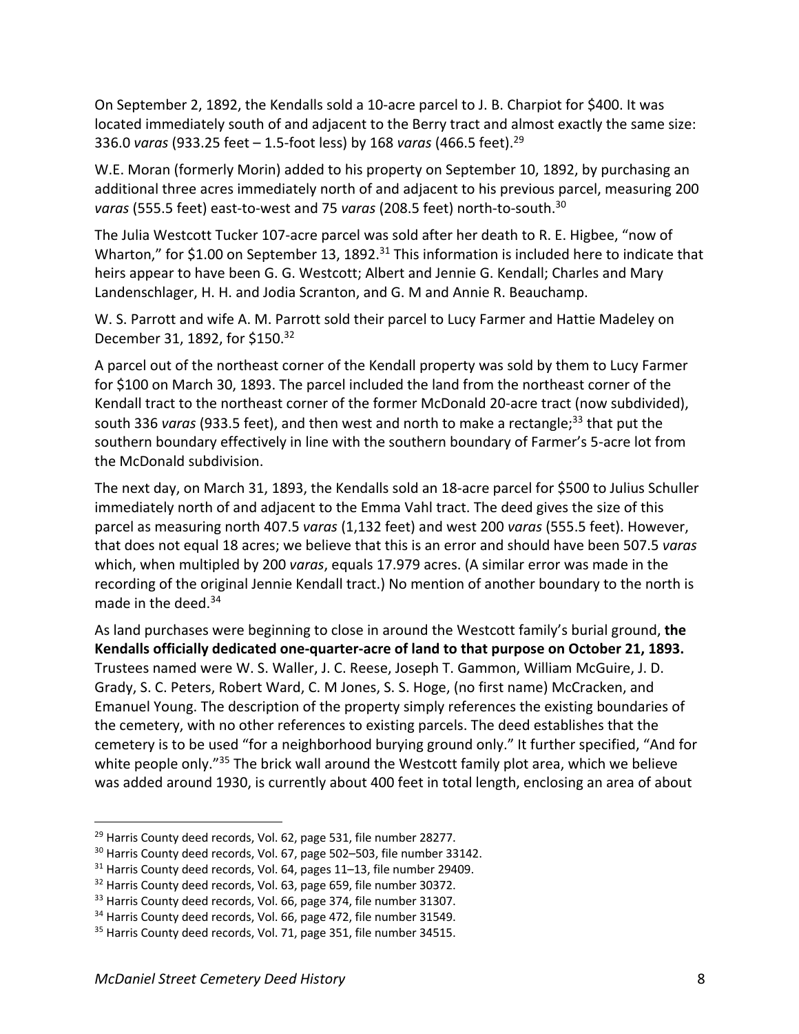On September 2, 1892, the Kendalls sold a 10-acre parcel to J. B. Charpiot for $400. It was located immediately south of and adjacent to the Berry tract and almost exactly the same size: 336.0 *varas* (933.25 feet – 1.5-foot less) by 168 *varas* (466.5 feet).[29]

W.E. Moran (formerly Morin) added to his property on September 10, 1892, by purchasing an additional three acres immediately north of and adjacent to his previous parcel, measuring 200 *varas* (555.5 feet) east-to-west and 75 *varas* (208.5 feet) north-to-south.[30]

The Julia Westcott Tucker 107-acre parcel was sold after her death to R. E. Higbee, "now of Wharton," for $1.00 on September 13, 1892.[31] This information is included here to indicate that heirs appear to have been G. G. Westcott; Albert and Jennie G. Kendall; Charles and Mary Landenschlager, H. H. and Jodia Scranton, and G. M and Annie R. Beauchamp.

W. S. Parrott and wife A. M. Parrott sold their parcel to Lucy Farmer and Hattie Madeley on December 31, 1892, for $150.[32]

A parcel out of the northeast corner of the Kendall property was sold by them to Lucy Farmer for $100 on March 30, 1893. The parcel included the land from the northeast corner of the Kendall tract to the northeast corner of the former McDonald 20-acre tract (now subdivided), south 336 *varas* (933.5 feet), and then west and north to make a rectangle;[33] that put the southern boundary effectively in line with the southern boundary of Farmer's 5-acre lot from the McDonald subdivision.

The next day, on March 31, 1893, the Kendalls sold an 18-acre parcel for $500 to Julius Schuller immediately north of and adjacent to the Emma Vahl tract. The deed gives the size of this parcel as measuring north 407.5 *varas* (1,132 feet) and west 200 *varas* (555.5 feet). However, that does not equal 18 acres; we believe that this is an error and should have been 507.5 *varas* which, when multipled by 200 *varas*, equals 17.979 acres. (A similar error was made in the recording of the original Jennie Kendall tract.) No mention of another boundary to the north is made in the deed.[34]

As land purchases were beginning to close in around the Westcott family's burial ground, **the Kendalls officially dedicated one-quarter-acre of land to that purpose on October 21, 1893.** Trustees named were W. S. Waller, J. C. Reese, Joseph T. Gammon, William McGuire, J. D. Grady, S. C. Peters, Robert Ward, C. M Jones, S. S. Hoge, (no first name) McCracken, and Emanuel Young. The description of the property simply references the existing boundaries of the cemetery, with no other references to existing parcels. The deed establishes that the cemetery is to be used "for a neighborhood burying ground only." It further specified, "And for white people only."[35] The brick wall around the Westcott family plot area, which we believe was added around 1930, is currently about 400 feet in total length, enclosing an area of about

---

[29] Harris County deed records, Vol. 62, page 531, file number 28277.

[30] Harris County deed records, Vol. 67, page 502–503, file number 33142.

[31] Harris County deed records, Vol. 64, pages 11–13, file number 29409.

[32] Harris County deed records, Vol. 63, page 659, file number 30372.

[33] Harris County deed records, Vol. 66, page 374, file number 31307.

[34] Harris County deed records, Vol. 66, page 472, file number 31549.

[35] Harris County deed records, Vol. 71, page 351, file number 34515.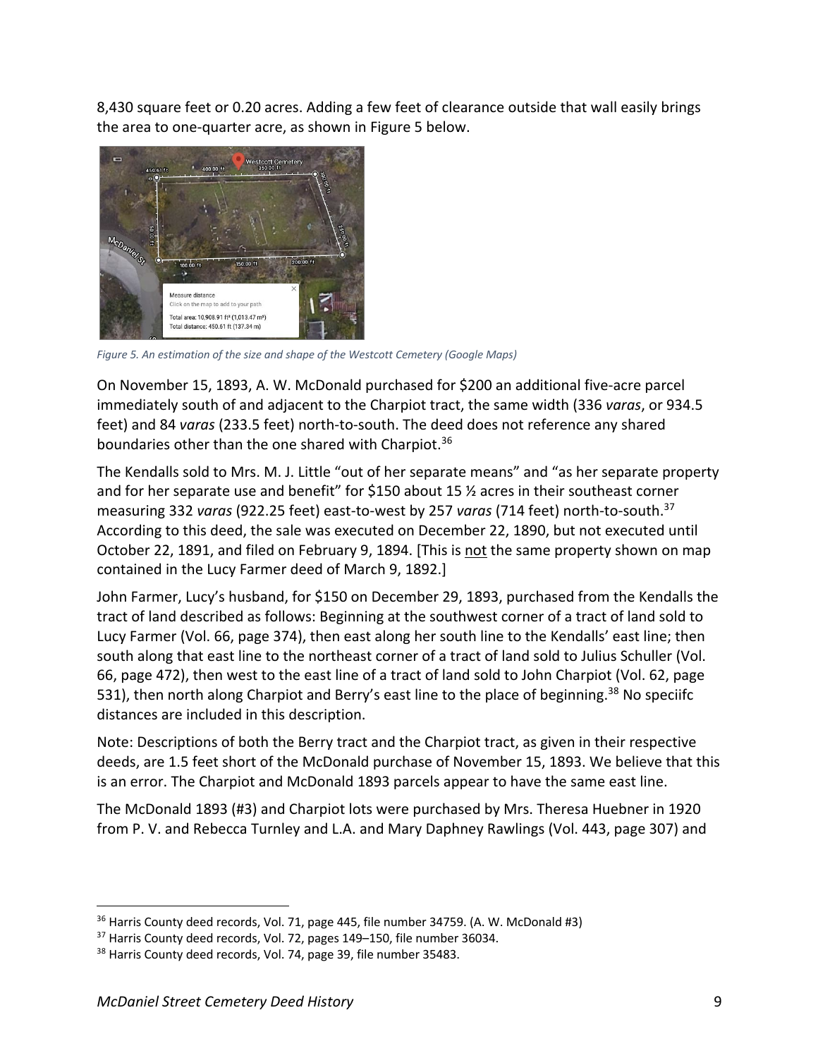8,430 square feet or 0.20 acres. Adding a few feet of clearance outside that wall easily brings the area to one-quarter acre, as shown in Figure 5 below.

*Figure 5. An estimation of the size and shape of the Westcott Cemetery (Google Maps)*

On November 15, 1893, A. W. McDonald purchased for $200 an additional five-acre parcel immediately south of and adjacent to the Charpiot tract, the same width (336 *varas*, or 934.5 feet) and 84 *varas* (233.5 feet) north-to-south. The deed does not reference any shared boundaries other than the one shared with Charpiot.[36]

The Kendalls sold to Mrs. M. J. Little "out of her separate means" and "as her separate property and for her separate use and benefit" for $150 about 15 ½ acres in their southeast corner measuring 332 *varas* (922.25 feet) east-to-west by 257 *varas* (714 feet) north-to-south.[37] According to this deed, the sale was executed on December 22, 1890, but not executed until October 22, 1891, and filed on February 9, 1894. [This is <u>not</u> the same property shown on map contained in the Lucy Farmer deed of March 9, 1892.]

John Farmer, Lucy's husband, for $150 on December 29, 1893, purchased from the Kendalls the tract of land described as follows: Beginning at the southwest corner of a tract of land sold to Lucy Farmer (Vol. 66, page 374), then east along her south line to the Kendalls' east line; then south along that east line to the northeast corner of a tract of land sold to Julius Schuller (Vol. 66, page 472), then west to the east line of a tract of land sold to John Charpiot (Vol. 62, page 531), then north along Charpiot and Berry's east line to the place of beginning.[38] No speciifc distances are included in this description.

Note: Descriptions of both the Berry tract and the Charpiot tract, as given in their respective deeds, are 1.5 feet short of the McDonald purchase of November 15, 1893. We believe that this is an error. The Charpiot and McDonald 1893 parcels appear to have the same east line.

The McDonald 1893 (#3) and Charpiot lots were purchased by Mrs. Theresa Huebner in 1920 from P. V. and Rebecca Turnley and L.A. and Mary Daphney Rawlings (Vol. 443, page 307) and

---

[36] Harris County deed records, Vol. 71, page 445, file number 34759. (A. W. McDonald #3)

[37] Harris County deed records, Vol. 72, pages 149–150, file number 36034.

[38] Harris County deed records, Vol. 74, page 39, file number 35483.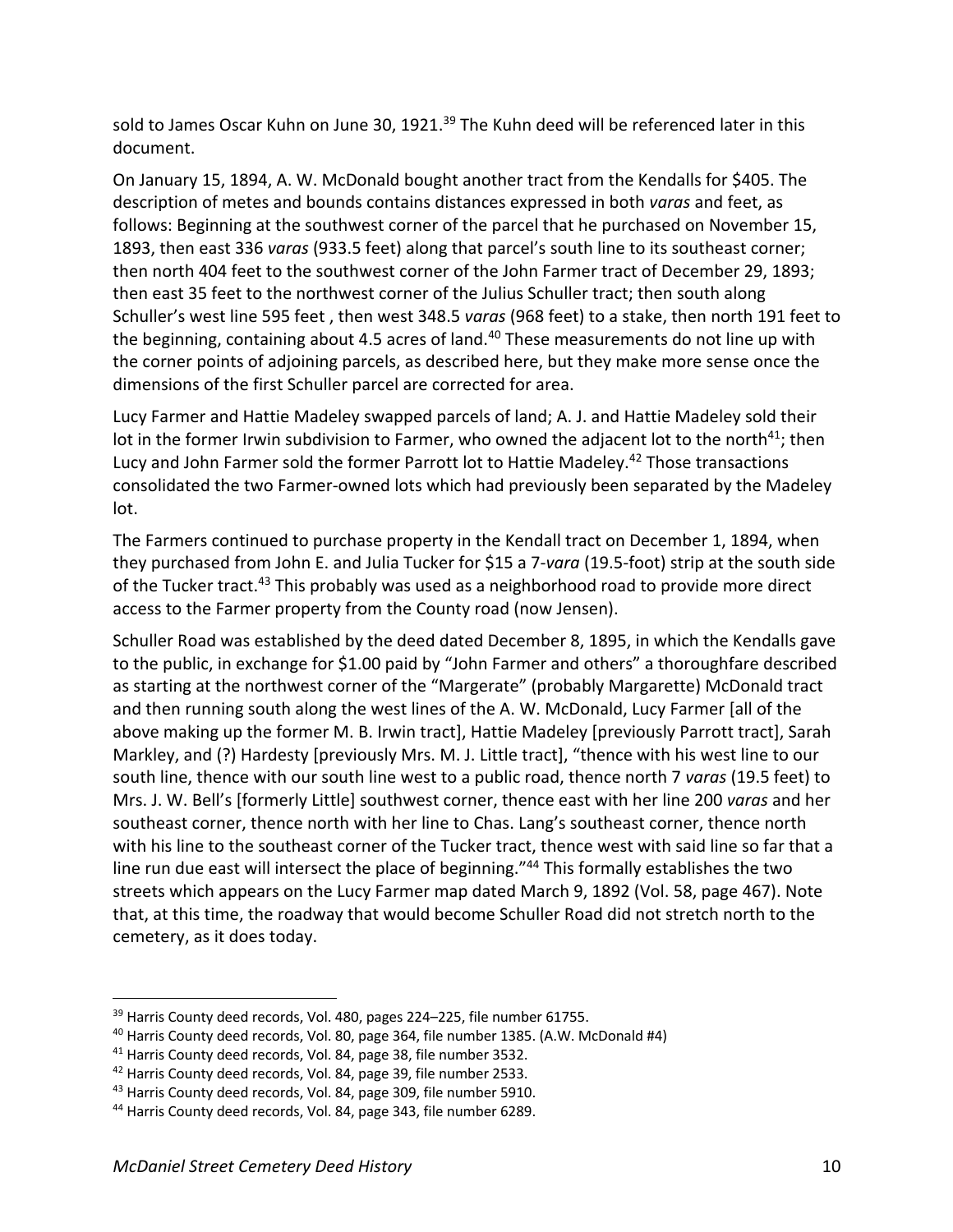sold to James Oscar Kuhn on June 30, 1921.[39] The Kuhn deed will be referenced later in this document.

On January 15, 1894, A. W. McDonald bought another tract from the Kendalls for $405. The description of metes and bounds contains distances expressed in both *varas* and feet, as follows: Beginning at the southwest corner of the parcel that he purchased on November 15, 1893, then east 336 *varas* (933.5 feet) along that parcel's south line to its southeast corner; then north 404 feet to the southwest corner of the John Farmer tract of December 29, 1893; then east 35 feet to the northwest corner of the Julius Schuller tract; then south along Schuller's west line 595 feet , then west 348.5 *varas* (968 feet) to a stake, then north 191 feet to the beginning, containing about 4.5 acres of land.[40] These measurements do not line up with the corner points of adjoining parcels, as described here, but they make more sense once the dimensions of the first Schuller parcel are corrected for area.

Lucy Farmer and Hattie Madeley swapped parcels of land; A. J. and Hattie Madeley sold their lot in the former Irwin subdivision to Farmer, who owned the adjacent lot to the north[41]; then Lucy and John Farmer sold the former Parrott lot to Hattie Madeley.[42] Those transactions consolidated the two Farmer-owned lots which had previously been separated by the Madeley lot.

The Farmers continued to purchase property in the Kendall tract on December 1, 1894, when they purchased from John E. and Julia Tucker for $15 a 7-*vara* (19.5-foot) strip at the south side of the Tucker tract.[43] This probably was used as a neighborhood road to provide more direct access to the Farmer property from the County road (now Jensen).

Schuller Road was established by the deed dated December 8, 1895, in which the Kendalls gave to the public, in exchange for $1.00 paid by "John Farmer and others" a thoroughfare described as starting at the northwest corner of the "Margerate" (probably Margarette) McDonald tract and then running south along the west lines of the A. W. McDonald, Lucy Farmer [all of the above making up the former M. B. Irwin tract], Hattie Madeley [previously Parrott tract], Sarah Markley, and (?) Hardesty [previously Mrs. M. J. Little tract], "thence with his west line to our south line, thence with our south line west to a public road, thence north 7 *varas* (19.5 feet) to Mrs. J. W. Bell's [formerly Little] southwest corner, thence east with her line 200 *varas* and her southeast corner, thence north with her line to Chas. Lang's southeast corner, thence north with his line to the southeast corner of the Tucker tract, thence west with said line so far that a line run due east will intersect the place of beginning."[44] This formally establishes the two streets which appears on the Lucy Farmer map dated March 9, 1892 (Vol. 58, page 467). Note that, at this time, the roadway that would become Schuller Road did not stretch north to the cemetery, as it does today.

---

[39] Harris County deed records, Vol. 480, pages 224–225, file number 61755.

[40] Harris County deed records, Vol. 80, page 364, file number 1385. (A.W. McDonald #4)

[41] Harris County deed records, Vol. 84, page 38, file number 3532.

[42] Harris County deed records, Vol. 84, page 39, file number 2533.

[43] Harris County deed records, Vol. 84, page 309, file number 5910.

[44] Harris County deed records, Vol. 84, page 343, file number 6289.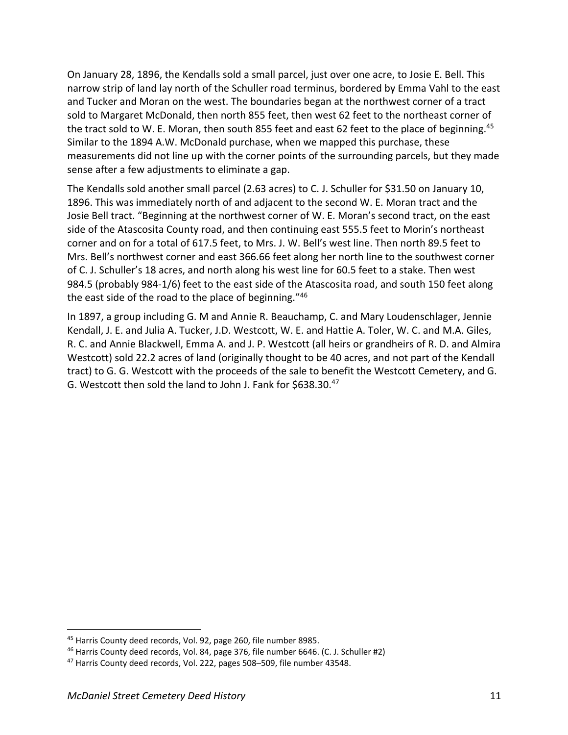On January 28, 1896, the Kendalls sold a small parcel, just over one acre, to Josie E. Bell. This narrow strip of land lay north of the Schuller road terminus, bordered by Emma Vahl to the east and Tucker and Moran on the west. The boundaries began at the northwest corner of a tract sold to Margaret McDonald, then north 855 feet, then west 62 feet to the northeast corner of the tract sold to W. E. Moran, then south 855 feet and east 62 feet to the place of beginning.[45] Similar to the 1894 A.W. McDonald purchase, when we mapped this purchase, these measurements did not line up with the corner points of the surrounding parcels, but they made sense after a few adjustments to eliminate a gap.

The Kendalls sold another small parcel (2.63 acres) to C. J. Schuller for $31.50 on January 10, 1896. This was immediately north of and adjacent to the second W. E. Moran tract and the Josie Bell tract. "Beginning at the northwest corner of W. E. Moran's second tract, on the east side of the Atascosita County road, and then continuing east 555.5 feet to Morin's northeast corner and on for a total of 617.5 feet, to Mrs. J. W. Bell's west line. Then north 89.5 feet to Mrs. Bell's northwest corner and east 366.66 feet along her north line to the southwest corner of C. J. Schuller's 18 acres, and north along his west line for 60.5 feet to a stake. Then west 984.5 (probably 984-1/6) feet to the east side of the Atascosita road, and south 150 feet along the east side of the road to the place of beginning."[46]

In 1897, a group including G. M and Annie R. Beauchamp, C. and Mary Loudenschlager, Jennie Kendall, J. E. and Julia A. Tucker, J.D. Westcott, W. E. and Hattie A. Toler, W. C. and M.A. Giles, R. C. and Annie Blackwell, Emma A. and J. P. Westcott (all heirs or grandheirs of R. D. and Almira Westcott) sold 22.2 acres of land (originally thought to be 40 acres, and not part of the Kendall tract) to G. G. Westcott with the proceeds of the sale to benefit the Westcott Cemetery, and G. G. Westcott then sold the land to John J. Fank for $638.30.[47]

---

[45] Harris County deed records, Vol. 92, page 260, file number 8985.

[46] Harris County deed records, Vol. 84, page 376, file number 6646. (C. J. Schuller #2)

[47] Harris County deed records, Vol. 222, pages 508–509, file number 43548.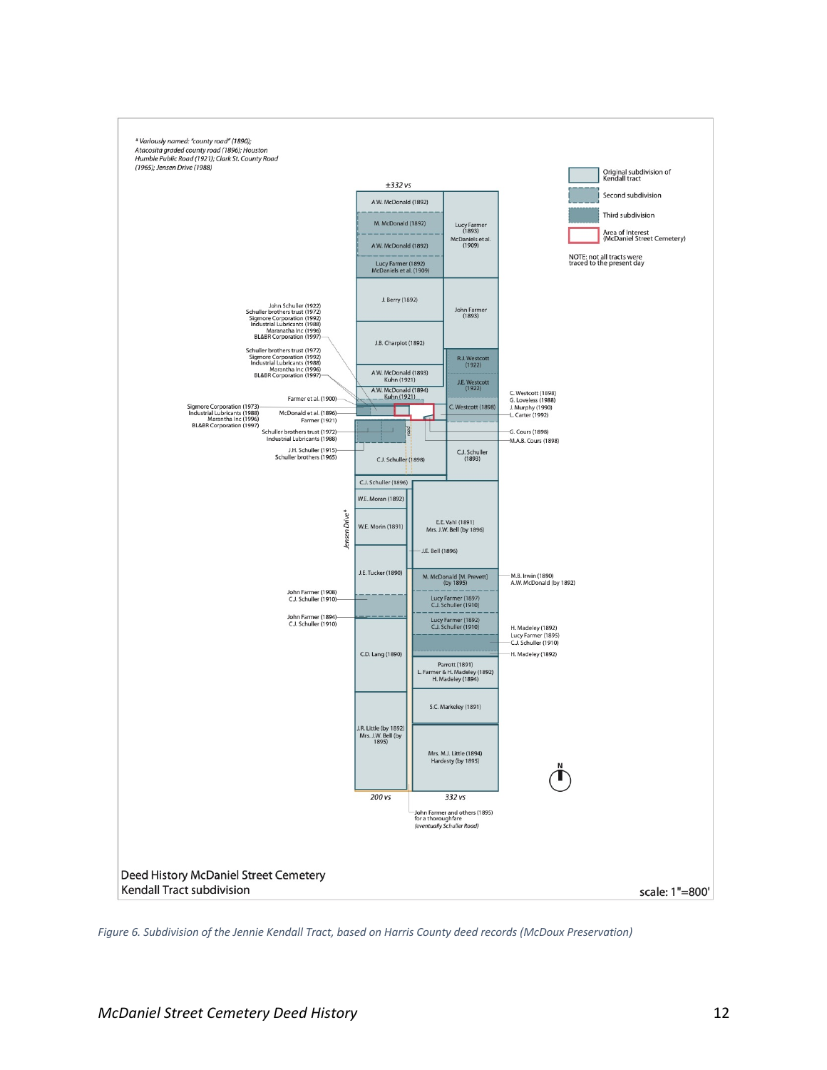\* Variously named: "county road" (1890); Atacosita graded county road (1896); Houston Humble Public Road (1921); Clark St. County Road (1965); Jensen Drive (1988)

±332 vs

| | |
|---|---|
| A.W. McDonald (1892) | Lucy Farmer (1893) McDaniels et al. (1909) |
| M. McDonald (1892) | |
| A.W. McDonald (1892) | |
| Lucy Farmer (1892) McDaniels et al. (1909) | |
| J. Berry (1892) | John Farmer (1893) |
| J.B. Charpiot (1892) | |
| A.W. McDonald (1893) Kuhn (1921) | R.J. Westcott (1922) |
| A.W. McDonald (1894) Kuhn (1921) | J.E. Westcott (1922) |
| | C. Westcott (1898) |
| C.J. Schuller (1898) | C.J. Schuller (1893) |
| C.J. Schuller (1896) | |
| W.E. Moran (1892) | E.E. Vahl (1891) Mrs. J.W. Bell (by 1896) |
| W.E. Morin (1891) | |
| J.E. Tucker (1890) | M. McDonald [M. Prevett] (by 1895) |
| | Lucy Farmer (1897) C.J. Schuller (1910) |
| | Lucy Farmer (1892) C.J. Schuller (1910) |
| C.D. Lang (1890) | Parrott (1891) L. Farmer & H. Madeley (1892) H. Madeley (1894) |
| | S.C. Markeley (1891) |
| J.R. Little (by 1892) Mrs. J.W. Bell (by 1895) | Mrs. M.J. Little (1894) Hardesty (by 1895) |

200 vs — 332 vs

Jensen Drive\*

road

Left-side labels:
- John Schuller (1922), Schuller brothers trust (1972), Sigmore Corporation (1992), Industrial Lubricants (1988), Maranatha Inc (1996), BL&BR Corporation (1997)
- Schuller brothers trust (1972), Sigmore Corporation (1992), Industrial Lubricants (1988), Maranatha Inc (1996), BL&BR Corporation (1997)
- Farmer et al. (1900)
- Sigmore Corporation (1973), Industrial Lubricants (1988), Marantha Inc (1996), BL&BR Corporation (1997)
- McDonald et al. (1896), Farmer (1921)
- Schuller brothers trust (1972), Industrial Lubricants (1988)
- J.H. Schuller (1915), Schuller brothers (1965)
- J.E. Bell (1896)
- John Farmer (1908), C.J. Schuller (1910)
- John Farmer (1894), C.J. Schuller (1910)

Right-side labels:
- C. Westcott (1898), G. Loveless (1988), J. Murphy (1990), L. Carter (1992)
- G. Cours (1898)
- M.A.B. Cours (1898)
- M.B. Irwin (1890), A.W. McDonald (by 1892)
- H. Madeley (1892), Lucy Farmer (1895), C.J. Schuller (1910)
- H. Madeley (1892)

John Farmer and others (1895) for a thoroughfare *(eventually Schuller Road)*

Legend:
- Original subdivision of Kendall tract
- Second subdivision
- Third subdivision
- Area of Interest (McDaniel Street Cemetery)

NOTE: not all tracts were traced to the present day

Deed History McDaniel Street Cemetery
Kendall Tract subdivision

scale: 1"=800'

*Figure 6. Subdivision of the Jennie Kendall Tract, based on Harris County deed records (McDoux Preservation)*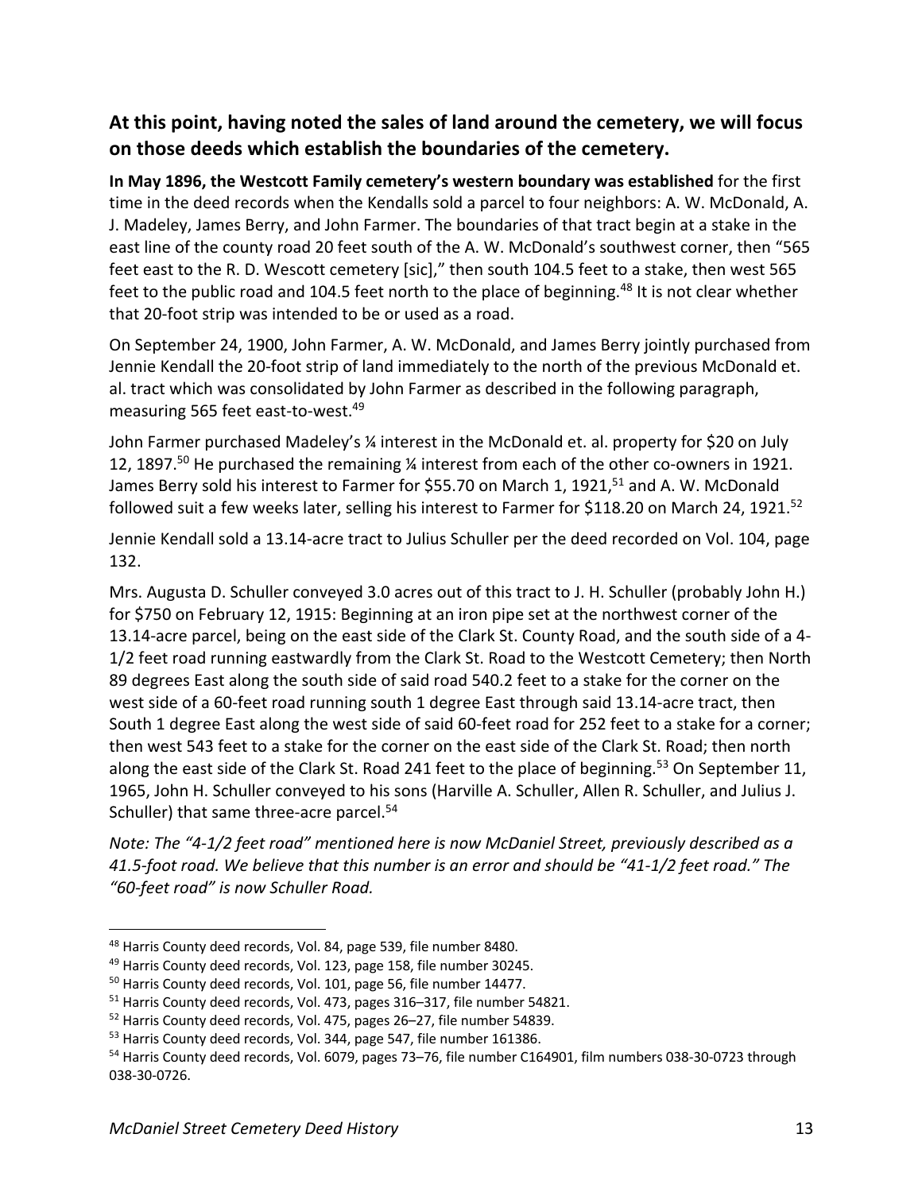## At this point, having noted the sales of land around the cemetery, we will focus on those deeds which establish the boundaries of the cemetery.

**In May 1896, the Westcott Family cemetery's western boundary was established** for the first time in the deed records when the Kendalls sold a parcel to four neighbors: A. W. McDonald, A. J. Madeley, James Berry, and John Farmer. The boundaries of that tract begin at a stake in the east line of the county road 20 feet south of the A. W. McDonald's southwest corner, then "565 feet east to the R. D. Wescott cemetery [sic]," then south 104.5 feet to a stake, then west 565 feet to the public road and 104.5 feet north to the place of beginning.[48] It is not clear whether that 20-foot strip was intended to be or used as a road.

On September 24, 1900, John Farmer, A. W. McDonald, and James Berry jointly purchased from Jennie Kendall the 20-foot strip of land immediately to the north of the previous McDonald et. al. tract which was consolidated by John Farmer as described in the following paragraph, measuring 565 feet east-to-west.[49]

John Farmer purchased Madeley's ¼ interest in the McDonald et. al. property for $20 on July 12, 1897.[50] He purchased the remaining ¼ interest from each of the other co-owners in 1921. James Berry sold his interest to Farmer for $55.70 on March 1, 1921,[51] and A. W. McDonald followed suit a few weeks later, selling his interest to Farmer for $118.20 on March 24, 1921.[52]

Jennie Kendall sold a 13.14-acre tract to Julius Schuller per the deed recorded on Vol. 104, page 132.

Mrs. Augusta D. Schuller conveyed 3.0 acres out of this tract to J. H. Schuller (probably John H.) for $750 on February 12, 1915: Beginning at an iron pipe set at the northwest corner of the 13.14-acre parcel, being on the east side of the Clark St. County Road, and the south side of a 4-1/2 feet road running eastwardly from the Clark St. Road to the Westcott Cemetery; then North 89 degrees East along the south side of said road 540.2 feet to a stake for the corner on the west side of a 60-feet road running south 1 degree East through said 13.14-acre tract, then South 1 degree East along the west side of said 60-feet road for 252 feet to a stake for a corner; then west 543 feet to a stake for the corner on the east side of the Clark St. Road; then north along the east side of the Clark St. Road 241 feet to the place of beginning.[53] On September 11, 1965, John H. Schuller conveyed to his sons (Harville A. Schuller, Allen R. Schuller, and Julius J. Schuller) that same three-acre parcel.[54]

*Note: The "4-1/2 feet road" mentioned here is now McDaniel Street, previously described as a 41.5-foot road. We believe that this number is an error and should be "41-1/2 feet road." The "60-feet road" is now Schuller Road.*

---

[48] Harris County deed records, Vol. 84, page 539, file number 8480.

[49] Harris County deed records, Vol. 123, page 158, file number 30245.

[50] Harris County deed records, Vol. 101, page 56, file number 14477.

[51] Harris County deed records, Vol. 473, pages 316–317, file number 54821.

[52] Harris County deed records, Vol. 475, pages 26–27, file number 54839.

[53] Harris County deed records, Vol. 344, page 547, file number 161386.

[54] Harris County deed records, Vol. 6079, pages 73–76, file number C164901, film numbers 038-30-0723 through 038-30-0726.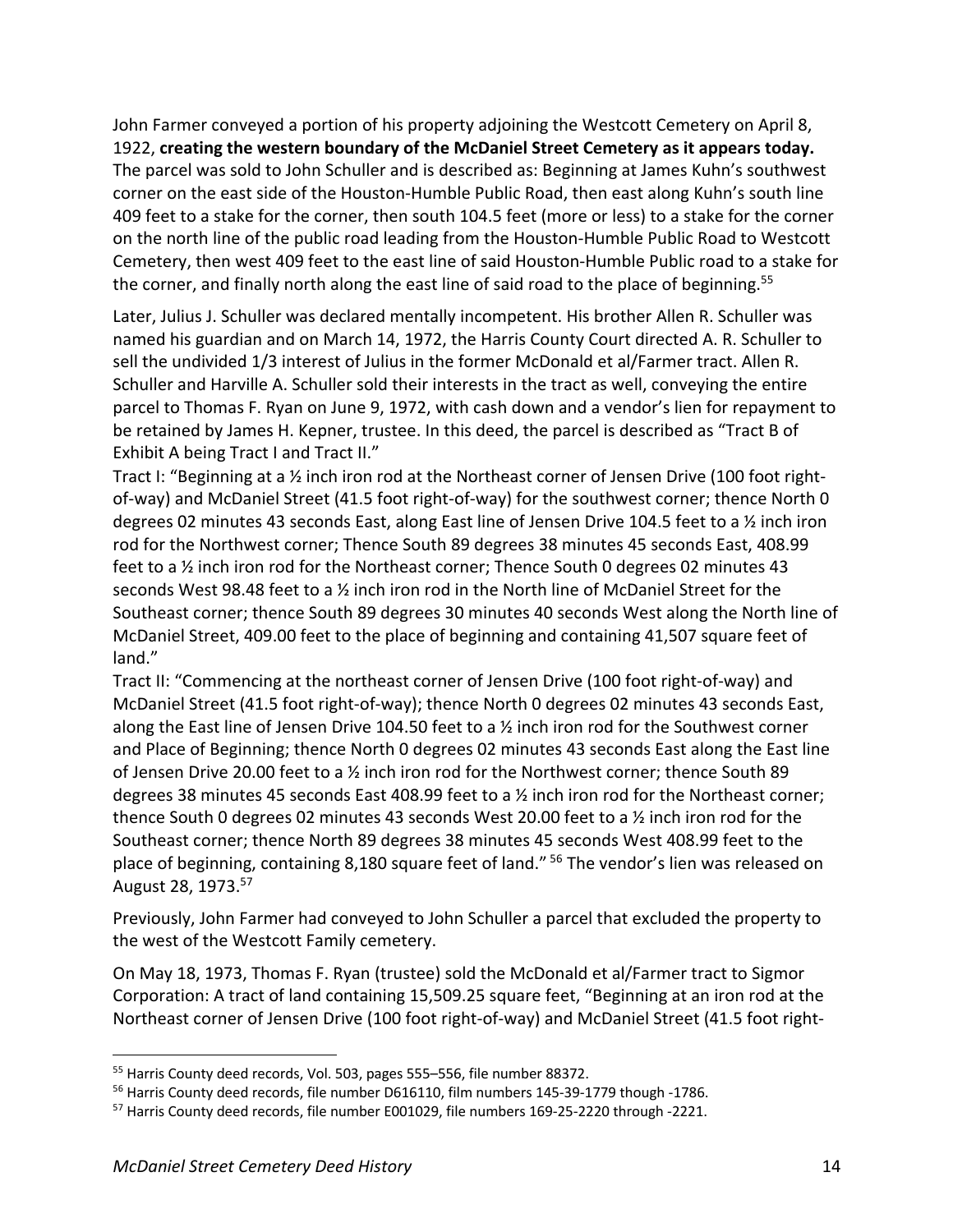John Farmer conveyed a portion of his property adjoining the Westcott Cemetery on April 8, 1922, **creating the western boundary of the McDaniel Street Cemetery as it appears today.** The parcel was sold to John Schuller and is described as: Beginning at James Kuhn's southwest corner on the east side of the Houston-Humble Public Road, then east along Kuhn's south line 409 feet to a stake for the corner, then south 104.5 feet (more or less) to a stake for the corner on the north line of the public road leading from the Houston-Humble Public Road to Westcott Cemetery, then west 409 feet to the east line of said Houston-Humble Public road to a stake for the corner, and finally north along the east line of said road to the place of beginning.[55]

Later, Julius J. Schuller was declared mentally incompetent. His brother Allen R. Schuller was named his guardian and on March 14, 1972, the Harris County Court directed A. R. Schuller to sell the undivided 1/3 interest of Julius in the former McDonald et al/Farmer tract. Allen R. Schuller and Harville A. Schuller sold their interests in the tract as well, conveying the entire parcel to Thomas F. Ryan on June 9, 1972, with cash down and a vendor's lien for repayment to be retained by James H. Kepner, trustee. In this deed, the parcel is described as "Tract B of Exhibit A being Tract I and Tract II."

Tract I: "Beginning at a ½ inch iron rod at the Northeast corner of Jensen Drive (100 foot right-of-way) and McDaniel Street (41.5 foot right-of-way) for the southwest corner; thence North 0 degrees 02 minutes 43 seconds East, along East line of Jensen Drive 104.5 feet to a ½ inch iron rod for the Northwest corner; Thence South 89 degrees 38 minutes 45 seconds East, 408.99 feet to a ½ inch iron rod for the Northeast corner; Thence South 0 degrees 02 minutes 43 seconds West 98.48 feet to a ½ inch iron rod in the North line of McDaniel Street for the Southeast corner; thence South 89 degrees 30 minutes 40 seconds West along the North line of McDaniel Street, 409.00 feet to the place of beginning and containing 41,507 square feet of land."

Tract II: "Commencing at the northeast corner of Jensen Drive (100 foot right-of-way) and McDaniel Street (41.5 foot right-of-way); thence North 0 degrees 02 minutes 43 seconds East, along the East line of Jensen Drive 104.50 feet to a ½ inch iron rod for the Southwest corner and Place of Beginning; thence North 0 degrees 02 minutes 43 seconds East along the East line of Jensen Drive 20.00 feet to a ½ inch iron rod for the Northwest corner; thence South 89 degrees 38 minutes 45 seconds East 408.99 feet to a ½ inch iron rod for the Northeast corner; thence South 0 degrees 02 minutes 43 seconds West 20.00 feet to a ½ inch iron rod for the Southeast corner; thence North 89 degrees 38 minutes 45 seconds West 408.99 feet to the place of beginning, containing 8,180 square feet of land." [56] The vendor's lien was released on August 28, 1973.[57]

Previously, John Farmer had conveyed to John Schuller a parcel that excluded the property to the west of the Westcott Family cemetery.

On May 18, 1973, Thomas F. Ryan (trustee) sold the McDonald et al/Farmer tract to Sigmor Corporation: A tract of land containing 15,509.25 square feet, "Beginning at an iron rod at the Northeast corner of Jensen Drive (100 foot right-of-way) and McDaniel Street (41.5 foot right-

---

[55] Harris County deed records, Vol. 503, pages 555–556, file number 88372.

[56] Harris County deed records, file number D616110, film numbers 145-39-1779 though -1786.

[57] Harris County deed records, file number E001029, file numbers 169-25-2220 through -2221.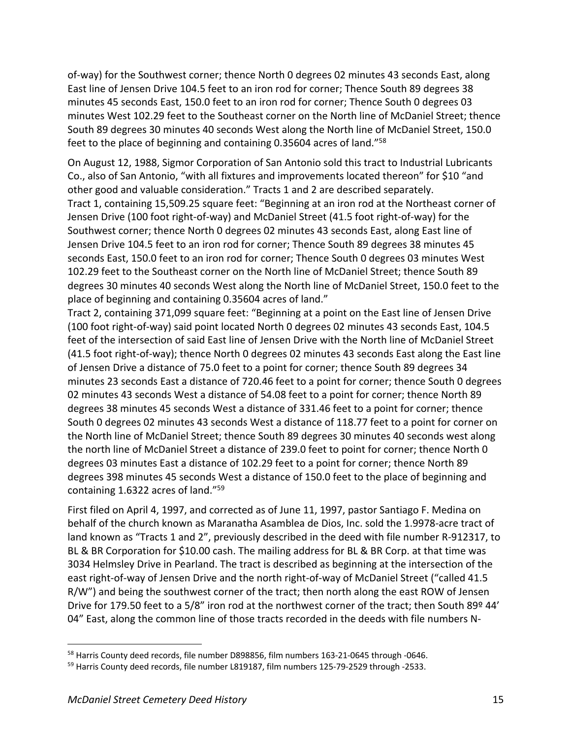of-way) for the Southwest corner; thence North 0 degrees 02 minutes 43 seconds East, along East line of Jensen Drive 104.5 feet to an iron rod for corner; Thence South 89 degrees 38 minutes 45 seconds East, 150.0 feet to an iron rod for corner; Thence South 0 degrees 03 minutes West 102.29 feet to the Southeast corner on the North line of McDaniel Street; thence South 89 degrees 30 minutes 40 seconds West along the North line of McDaniel Street, 150.0 feet to the place of beginning and containing 0.35604 acres of land."[58]

On August 12, 1988, Sigmor Corporation of San Antonio sold this tract to Industrial Lubricants Co., also of San Antonio, "with all fixtures and improvements located thereon" for $10 "and other good and valuable consideration." Tracts 1 and 2 are described separately.
Tract 1, containing 15,509.25 square feet: "Beginning at an iron rod at the Northeast corner of Jensen Drive (100 foot right-of-way) and McDaniel Street (41.5 foot right-of-way) for the Southwest corner; thence North 0 degrees 02 minutes 43 seconds East, along East line of Jensen Drive 104.5 feet to an iron rod for corner; Thence South 89 degrees 38 minutes 45 seconds East, 150.0 feet to an iron rod for corner; Thence South 0 degrees 03 minutes West 102.29 feet to the Southeast corner on the North line of McDaniel Street; thence South 89 degrees 30 minutes 40 seconds West along the North line of McDaniel Street, 150.0 feet to the place of beginning and containing 0.35604 acres of land."
Tract 2, containing 371,099 square feet: "Beginning at a point on the East line of Jensen Drive (100 foot right-of-way) said point located North 0 degrees 02 minutes 43 seconds East, 104.5 feet of the intersection of said East line of Jensen Drive with the North line of McDaniel Street (41.5 foot right-of-way); thence North 0 degrees 02 minutes 43 seconds East along the East line of Jensen Drive a distance of 75.0 feet to a point for corner; thence South 89 degrees 34 minutes 23 seconds East a distance of 720.46 feet to a point for corner; thence South 0 degrees 02 minutes 43 seconds West a distance of 54.08 feet to a point for corner; thence North 89 degrees 38 minutes 45 seconds West a distance of 331.46 feet to a point for corner; thence South 0 degrees 02 minutes 43 seconds West a distance of 118.77 feet to a point for corner on the North line of McDaniel Street; thence South 89 degrees 30 minutes 40 seconds west along the north line of McDaniel Street a distance of 239.0 feet to point for corner; thence North 0 degrees 03 minutes East a distance of 102.29 feet to a point for corner; thence North 89 degrees 398 minutes 45 seconds West a distance of 150.0 feet to the place of beginning and containing 1.6322 acres of land."[59]

First filed on April 4, 1997, and corrected as of June 11, 1997, pastor Santiago F. Medina on behalf of the church known as Maranatha Asamblea de Dios, Inc. sold the 1.9978-acre tract of land known as "Tracts 1 and 2", previously described in the deed with file number R-912317, to BL & BR Corporation for $10.00 cash. The mailing address for BL & BR Corp. at that time was 3034 Helmsley Drive in Pearland. The tract is described as beginning at the intersection of the east right-of-way of Jensen Drive and the north right-of-way of McDaniel Street ("called 41.5 R/W") and being the southwest corner of the tract; then north along the east ROW of Jensen Drive for 179.50 feet to a 5/8" iron rod at the northwest corner of the tract; then South 89º 44' 04" East, along the common line of those tracts recorded in the deeds with file numbers N-

[58] Harris County deed records, file number D898856, film numbers 163-21-0645 through -0646.

[59] Harris County deed records, file number L819187, film numbers 125-79-2529 through -2533.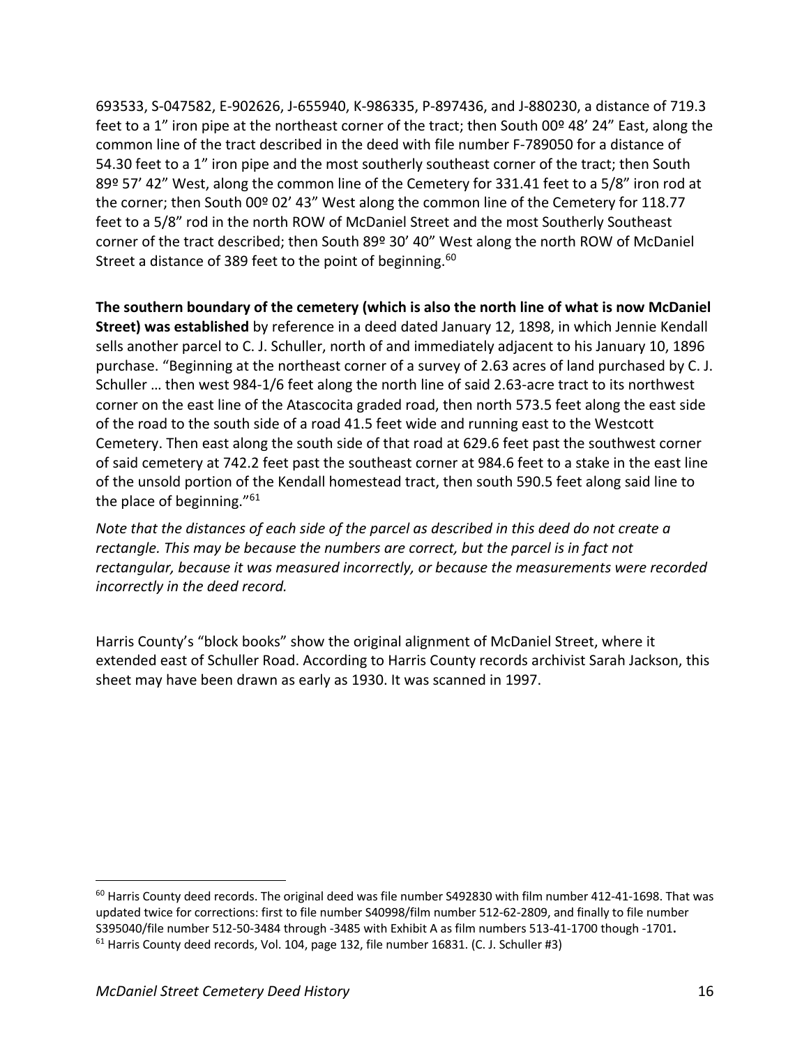693533, S-047582, E-902626, J-655940, K-986335, P-897436, and J-880230, a distance of 719.3 feet to a 1" iron pipe at the northeast corner of the tract; then South 00º 48' 24" East, along the common line of the tract described in the deed with file number F-789050 for a distance of 54.30 feet to a 1" iron pipe and the most southerly southeast corner of the tract; then South 89º 57' 42" West, along the common line of the Cemetery for 331.41 feet to a 5/8" iron rod at the corner; then South 00º 02' 43" West along the common line of the Cemetery for 118.77 feet to a 5/8" rod in the north ROW of McDaniel Street and the most Southerly Southeast corner of the tract described; then South 89º 30' 40" West along the north ROW of McDaniel Street a distance of 389 feet to the point of beginning.[60]

**The southern boundary of the cemetery (which is also the north line of what is now McDaniel Street) was established** by reference in a deed dated January 12, 1898, in which Jennie Kendall sells another parcel to C. J. Schuller, north of and immediately adjacent to his January 10, 1896 purchase. "Beginning at the northeast corner of a survey of 2.63 acres of land purchased by C. J. Schuller … then west 984-1/6 feet along the north line of said 2.63-acre tract to its northwest corner on the east line of the Atascocita graded road, then north 573.5 feet along the east side of the road to the south side of a road 41.5 feet wide and running east to the Westcott Cemetery. Then east along the south side of that road at 629.6 feet past the southwest corner of said cemetery at 742.2 feet past the southeast corner at 984.6 feet to a stake in the east line of the unsold portion of the Kendall homestead tract, then south 590.5 feet along said line to the place of beginning."[61]

*Note that the distances of each side of the parcel as described in this deed do not create a rectangle. This may be because the numbers are correct, but the parcel is in fact not rectangular, because it was measured incorrectly, or because the measurements were recorded incorrectly in the deed record.*

Harris County's "block books" show the original alignment of McDaniel Street, where it extended east of Schuller Road. According to Harris County records archivist Sarah Jackson, this sheet may have been drawn as early as 1930. It was scanned in 1997.

---

[60] Harris County deed records. The original deed was file number S492830 with film number 412-41-1698. That was updated twice for corrections: first to file number S40998/film number 512-62-2809, and finally to file number S395040/file number 512-50-3484 through -3485 with Exhibit A as film numbers 513-41-1700 though -1701**.**

[61] Harris County deed records, Vol. 104, page 132, file number 16831. (C. J. Schuller #3)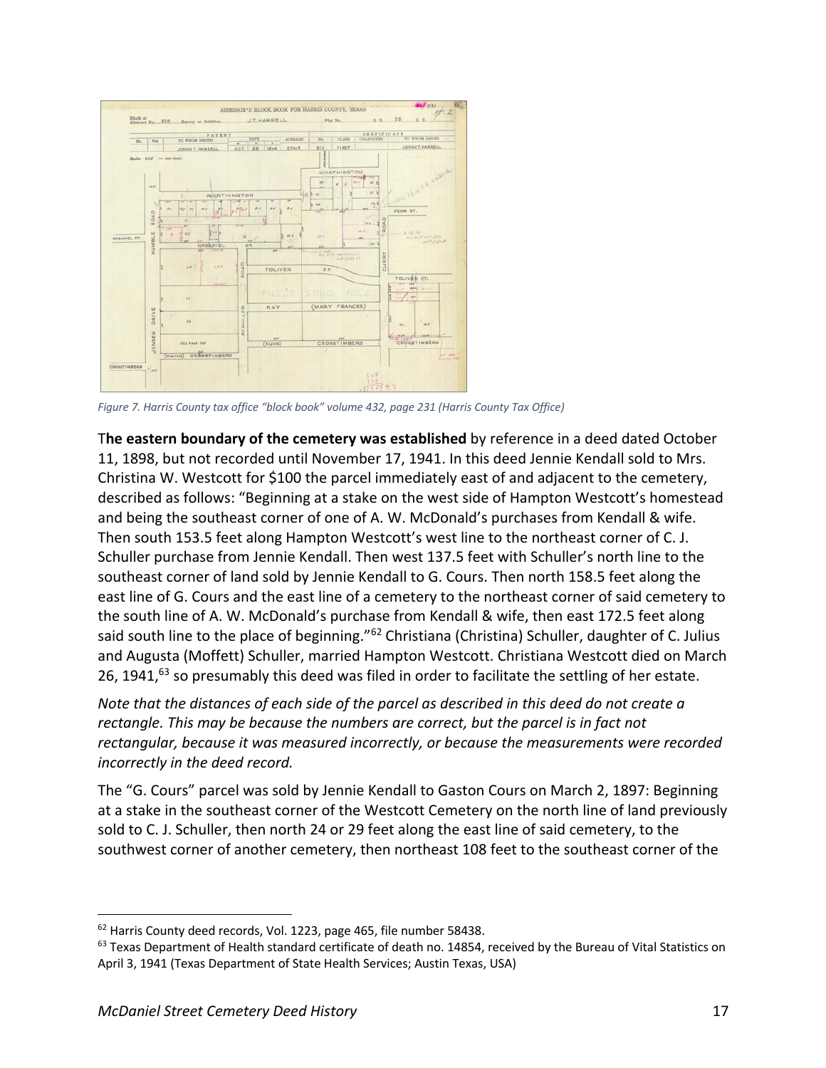Figure 7. Harris County tax office "block book" volume 432, page 231 (Harris County Tax Office)

T**he eastern boundary of the cemetery was established** by reference in a deed dated October 11, 1898, but not recorded until November 17, 1941. In this deed Jennie Kendall sold to Mrs. Christina W. Westcott for $100 the parcel immediately east of and adjacent to the cemetery, described as follows: "Beginning at a stake on the west side of Hampton Westcott's homestead and being the southeast corner of one of A. W. McDonald's purchases from Kendall & wife. Then south 153.5 feet along Hampton Westcott's west line to the northeast corner of C. J. Schuller purchase from Jennie Kendall. Then west 137.5 feet with Schuller's north line to the southeast corner of land sold by Jennie Kendall to G. Cours. Then north 158.5 feet along the east line of G. Cours and the east line of a cemetery to the northeast corner of said cemetery to the south line of A. W. McDonald's purchase from Kendall & wife, then east 172.5 feet along said south line to the place of beginning."[62] Christiana (Christina) Schuller, daughter of C. Julius and Augusta (Moffett) Schuller, married Hampton Westcott. Christiana Westcott died on March 26, 1941,[63] so presumably this deed was filed in order to facilitate the settling of her estate.

*Note that the distances of each side of the parcel as described in this deed do not create a rectangle. This may be because the numbers are correct, but the parcel is in fact not rectangular, because it was measured incorrectly, or because the measurements were recorded incorrectly in the deed record.*

The "G. Cours" parcel was sold by Jennie Kendall to Gaston Cours on March 2, 1897: Beginning at a stake in the southeast corner of the Westcott Cemetery on the north line of land previously sold to C. J. Schuller, then north 24 or 29 feet along the east line of said cemetery, to the southwest corner of another cemetery, then northeast 108 feet to the southeast corner of the

---

[62] Harris County deed records, Vol. 1223, page 465, file number 58438.

[63] Texas Department of Health standard certificate of death no. 14854, received by the Bureau of Vital Statistics on April 3, 1941 (Texas Department of State Health Services; Austin Texas, USA)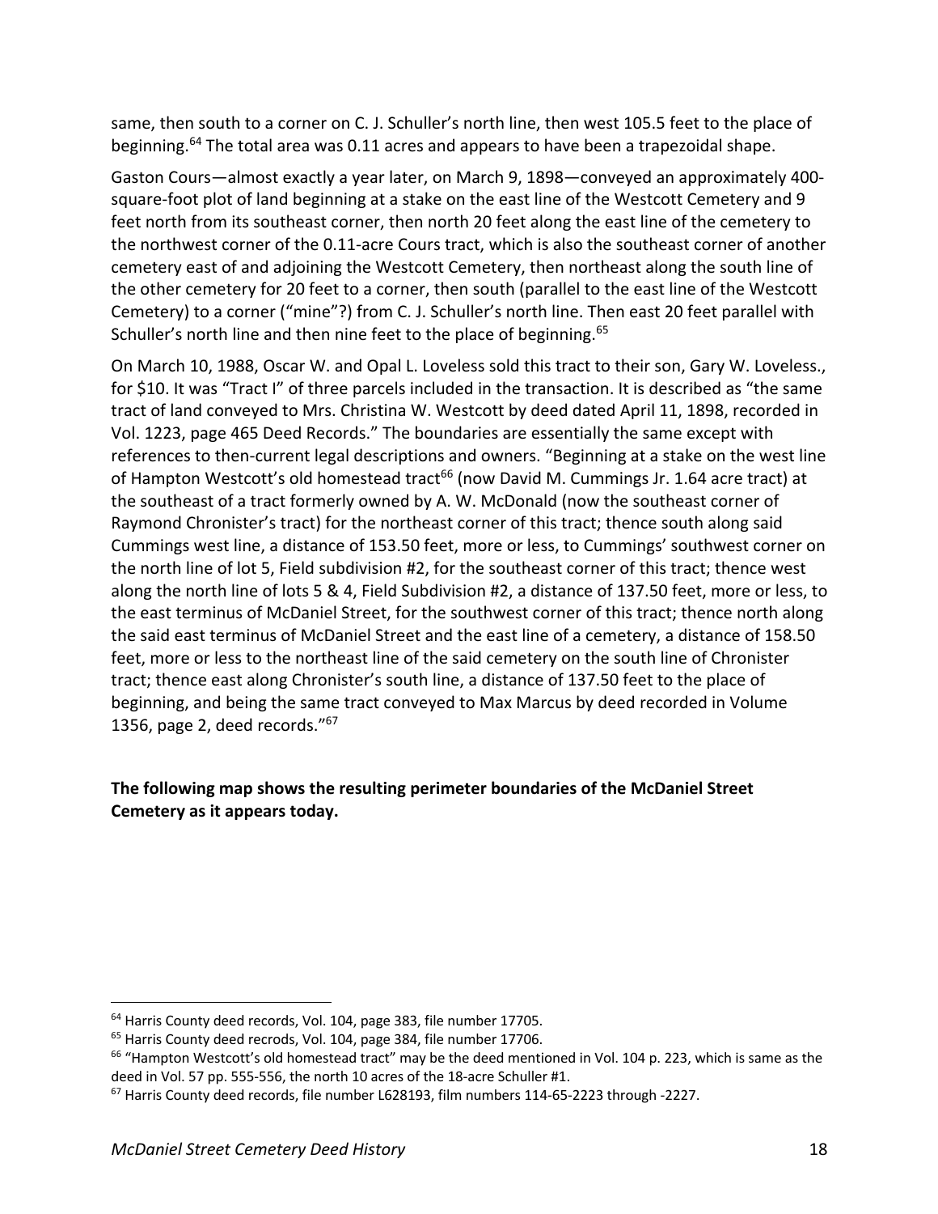same, then south to a corner on C. J. Schuller's north line, then west 105.5 feet to the place of beginning.[64] The total area was 0.11 acres and appears to have been a trapezoidal shape.

Gaston Cours—almost exactly a year later, on March 9, 1898—conveyed an approximately 400-square-foot plot of land beginning at a stake on the east line of the Westcott Cemetery and 9 feet north from its southeast corner, then north 20 feet along the east line of the cemetery to the northwest corner of the 0.11-acre Cours tract, which is also the southeast corner of another cemetery east of and adjoining the Westcott Cemetery, then northeast along the south line of the other cemetery for 20 feet to a corner, then south (parallel to the east line of the Westcott Cemetery) to a corner ("mine"?) from C. J. Schuller's north line. Then east 20 feet parallel with Schuller's north line and then nine feet to the place of beginning.[65]

On March 10, 1988, Oscar W. and Opal L. Loveless sold this tract to their son, Gary W. Loveless., for $10. It was "Tract I" of three parcels included in the transaction. It is described as "the same tract of land conveyed to Mrs. Christina W. Westcott by deed dated April 11, 1898, recorded in Vol. 1223, page 465 Deed Records." The boundaries are essentially the same except with references to then-current legal descriptions and owners. "Beginning at a stake on the west line of Hampton Westcott's old homestead tract[66] (now David M. Cummings Jr. 1.64 acre tract) at the southeast of a tract formerly owned by A. W. McDonald (now the southeast corner of Raymond Chronister's tract) for the northeast corner of this tract; thence south along said Cummings west line, a distance of 153.50 feet, more or less, to Cummings' southwest corner on the north line of lot 5, Field subdivision #2, for the southeast corner of this tract; thence west along the north line of lots 5 & 4, Field Subdivision #2, a distance of 137.50 feet, more or less, to the east terminus of McDaniel Street, for the southwest corner of this tract; thence north along the said east terminus of McDaniel Street and the east line of a cemetery, a distance of 158.50 feet, more or less to the northeast line of the said cemetery on the south line of Chronister tract; thence east along Chronister's south line, a distance of 137.50 feet to the place of beginning, and being the same tract conveyed to Max Marcus by deed recorded in Volume 1356, page 2, deed records."[67]

**The following map shows the resulting perimeter boundaries of the McDaniel Street Cemetery as it appears today.**

[64] Harris County deed recrods, Vol. 104, page 383, file number 17705.

[65] Harris County deed recrods, Vol. 104, page 384, file number 17706.

[66] "Hampton Westcott's old homestead tract" may be the deed mentioned in Vol. 104 p. 223, which is same as the deed in Vol. 57 pp. 555-556, the north 10 acres of the 18-acre Schuller #1.

[67] Harris County deed records, file number L628193, film numbers 114-65-2223 through -2227.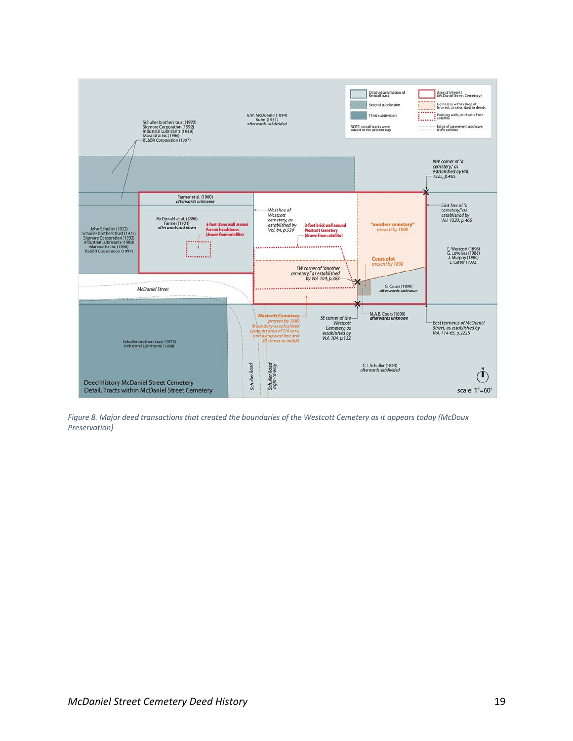Original subdivision of Kendall tract

Second subdivision

Third subdivision

NOTE: not all tracts were traced to the present day

Area of Interest (McDaniel Street Cemetery)

Cemetery within Area of Interest, as described in deeds

Existing walls, as drawn from satellite

Edge of pavement, as drawn from satellite

Schuller brothers trust (1972)
Sigmore Corporation (1992)
Industrial Lubricants (1988)
Marantha Inc (1996)
BL&BR Corporation (1997)

A.W. McDonald (1894)
Kuhn (1921)
*afterwards subdivided*

NW corner of "a cemetery," as established by Vol. 1223, p.465

Farmer et al. (1900)
*afterwards unknown*

East line of "a cemetery," as established by Vol. 1223, p.465

John Schuller (1922)
Schuller brothers trust (1972)
Sigmore Corporation (1992)
Industrial Lubricants (1988)
Maranatha Inc (1996)
BL&BR Corporation (1997)

McDonald et al. (1896)
Farmer (1921)
*afterwards unknown*

3-foot stone wall around Farmer headstones (drawn from satellite)

West line of Westcott cemetery, as established by Vol. 84, p.539

3-foot brick wall around Westcott Cemetery (drawn from satellite)

"another cemetery" present by 1898

C. Westcott (1898)
G. Loveless (1988)
J. Murphy (1990)
L. Carter (1992)

Cours plot present by 1898

SW corner of "another cemetery," as established by Vol. 104, p.383

McDaniel Street

G. Cours (1898)
*afterwards unknown*

M.A.B. Cours (1898)
*afterwards unknown*

Westcott Cemetery present by 1889 (boundary as calculated using an area of 1/4 acre, and using west line and SE corner as width)

SE corner of the Westcott Cemetery, as established by Vol. 104, p.132

East terminus of McDaniel Street, as established by Vol. 114-65, p.2225

Schuller brothers trust (1972)
Industrial Lubricants (1988)

Schuller Road

Schuller Road right-of-way

C.J. Schuller (1893)
*afterwards subdivided*

N

Deed History McDaniel Street Cemetery
Detail, Tracts within McDaniel Street Cemetery

scale: 1"=60'

*Figure 8. Major deed transactions that created the boundaries of the Westcott Cemetery as it appears today (McDoux Preservation)*